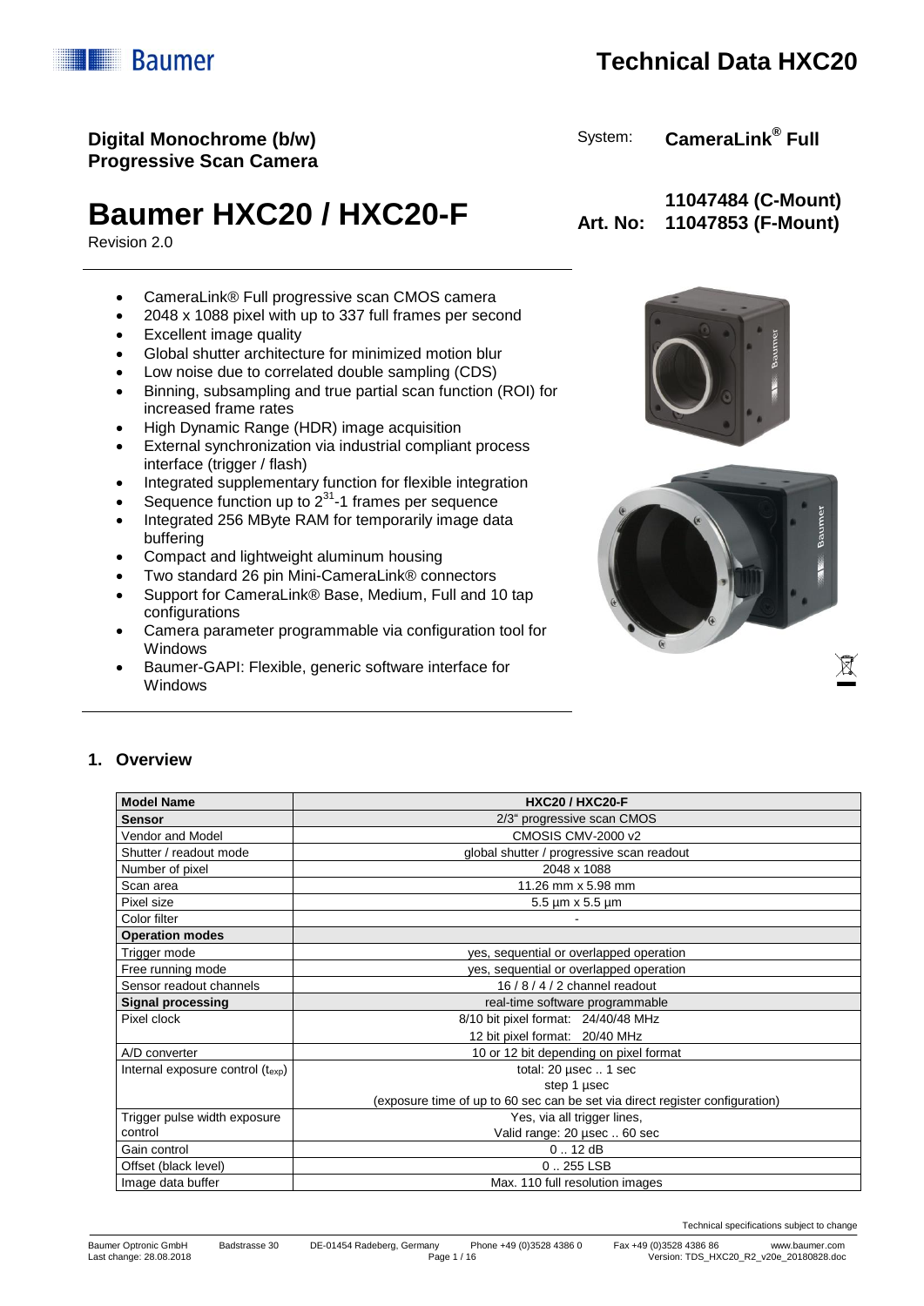# Technical Data HXC20

**Digital Monochrome (b/w) Progressive Scan Camera**

System: **CameraLink® Full**

# Baumer HXC20 / HXC20-F

Revision 2.0

**Art. No: 11047484 (C-Mount) 11047853 (F-Mount)**

- CameraLink® Full progressive scan CMOS camera
- 2048 x 1088 pixel with up to 337 full frames per second
- Excellent image quality
- Global shutter architecture for minimized motion blur
- Low noise due to correlated double sampling (CDS)
- Binning, subsampling and true partial scan function (ROI) for increased frame rates
- High Dynamic Range (HDR) image acquisition
- External synchronization via industrial compliant process interface (trigger / flash)
- Integrated supplementary function for flexible integration
- Sequence function up to $2^{31}$-1 frames per sequence
- Integrated 256 MByte RAM for temporarily image data buffering
- Compact and lightweight aluminum housing
- Two standard 26 pin Mini-CameraLink® connectors
- Support for CameraLink® Base, Medium, Full and 10 tap configurations
- Camera parameter programmable via configuration tool for Windows
- Baumer-GAPI: Flexible, generic software interface for Windows

## 1. Overview

| Model Name | HXC20 / HXC20-F |
|---|---|
| **Sensor** | 2/3" progressive scan CMOS |
| Vendor and Model | CMOSIS CMV-2000 v2 |
| Shutter / readout mode | global shutter / progressive scan readout |
| Number of pixel | 2048 x 1088 |
| Scan area | 11.26 mm x 5.98 mm |
| Pixel size | 5.5 µm x 5.5 µm |
| Color filter | - |
| **Operation modes** | |
| Trigger mode | yes, sequential or overlapped operation |
| Free running mode | yes, sequential or overlapped operation |
| Sensor readout channels | 16 / 8 / 4 / 2 channel readout |
| **Signal processing** | real-time software programmable |
| Pixel clock | 8/10 bit pixel format: 24/40/48 MHz<br>12 bit pixel format: 20/40 MHz |
| A/D converter | 10 or 12 bit depending on pixel format |
| Internal exposure control ($t_{exp}$) | total: 20 µsec .. 1 sec<br>step 1 µsec<br>(exposure time of up to 60 sec can be set via direct register configuration) |
| Trigger pulse width exposure control | Yes, via all trigger lines,<br>Valid range: 20 µsec .. 60 sec |
| Gain control | 0 .. 12 dB |
| Offset (black level) | 0 .. 255 LSB |
| Image data buffer | Max. 110 full resolution images |

Technical specifications subject to change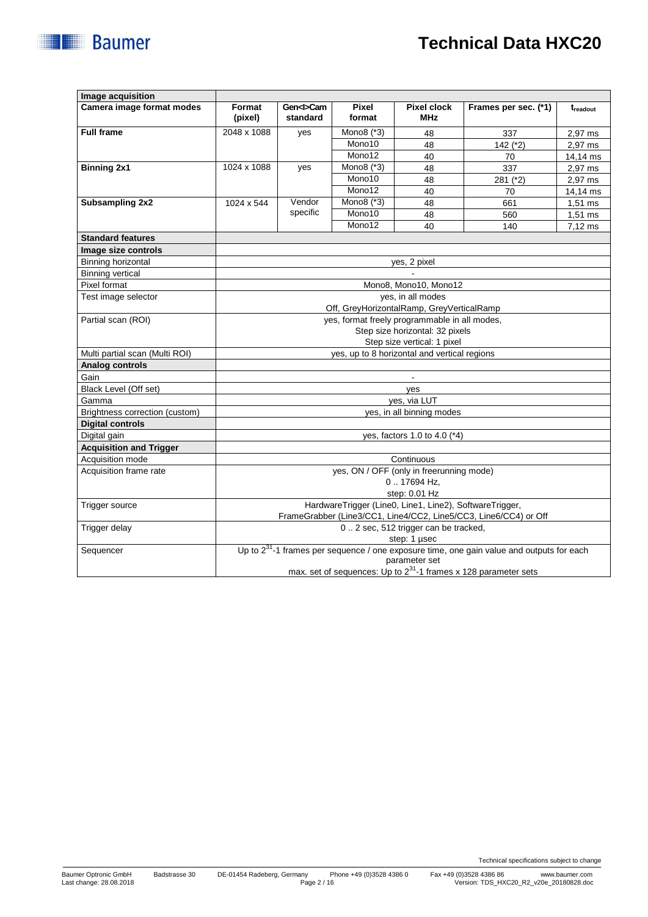# Technical Data HXC20

| Image acquisition | | | | | | |
|---|---|---|---|---|---|---|
| **Camera image format modes** | **Format (pixel)** | **Gen<I>Cam standard** | **Pixel format** | **Pixel clock MHz** | **Frames per sec. (*1)** | $t_{readout}$ |
| **Full frame** | 2048 x 1088 | yes | Mono8 (*3) | 48 | 337 | 2,97 ms |
| | | | Mono10 | 48 | 142 (*2) | 2,97 ms |
| | | | Mono12 | 40 | 70 | 14,14 ms |
| **Binning 2x1** | 1024 x 1088 | yes | Mono8 (*3) | 48 | 337 | 2,97 ms |
| | | | Mono10 | 48 | 281 (*2) | 2,97 ms |
| | | | Mono12 | 40 | 70 | 14,14 ms |
| **Subsampling 2x2** | 1024 x 544 | Vendor specific | Mono8 (*3) | 48 | 661 | 1,51 ms |
| | | | Mono10 | 48 | 560 | 1,51 ms |
| | | | Mono12 | 40 | 140 | 7,12 ms |

| **Standard features** | |
|---|---|
| **Image size controls** | |
| Binning horizontal | yes, 2 pixel |
| Binning vertical | - |
| Pixel format | Mono8, Mono10, Mono12 |
| Test image selector | yes, in all modes<br>Off, GreyHorizontalRamp, GreyVerticalRamp |
| Partial scan (ROI) | yes, format freely programmable in all modes,<br>Step size horizontal: 32 pixels<br>Step size vertical: 1 pixel |
| Multi partial scan (Multi ROI) | yes, up to 8 horizontal and vertical regions |
| **Analog controls** | |
| Gain | - |
| Black Level (Off set) | yes |
| Gamma | yes, via LUT |
| Brightness correction (custom) | yes, in all binning modes |
| **Digital controls** | |
| Digital gain | yes, factors 1.0 to 4.0 (*4) |
| **Acquisition and Trigger** | |
| Acquisition mode | Continuous |
| Acquisition frame rate | yes, ON / OFF (only in freerunning mode)<br>0 .. 17694 Hz,<br>step: 0.01 Hz |
| Trigger source | HardwareTrigger (Line0, Line1, Line2), SoftwareTrigger,<br>FrameGrabber (Line3/CC1, Line4/CC2, Line5/CC3, Line6/CC4) or Off |
| Trigger delay | 0 .. 2 sec, 512 trigger can be tracked,<br>step: 1 µsec |
| Sequencer | Up to $2^{31}$-1 frames per sequence / one exposure time, one gain value and outputs for each parameter set<br>max. set of sequences: Up to $2^{31}$-1 frames x 128 parameter sets |

Technical specifications subject to change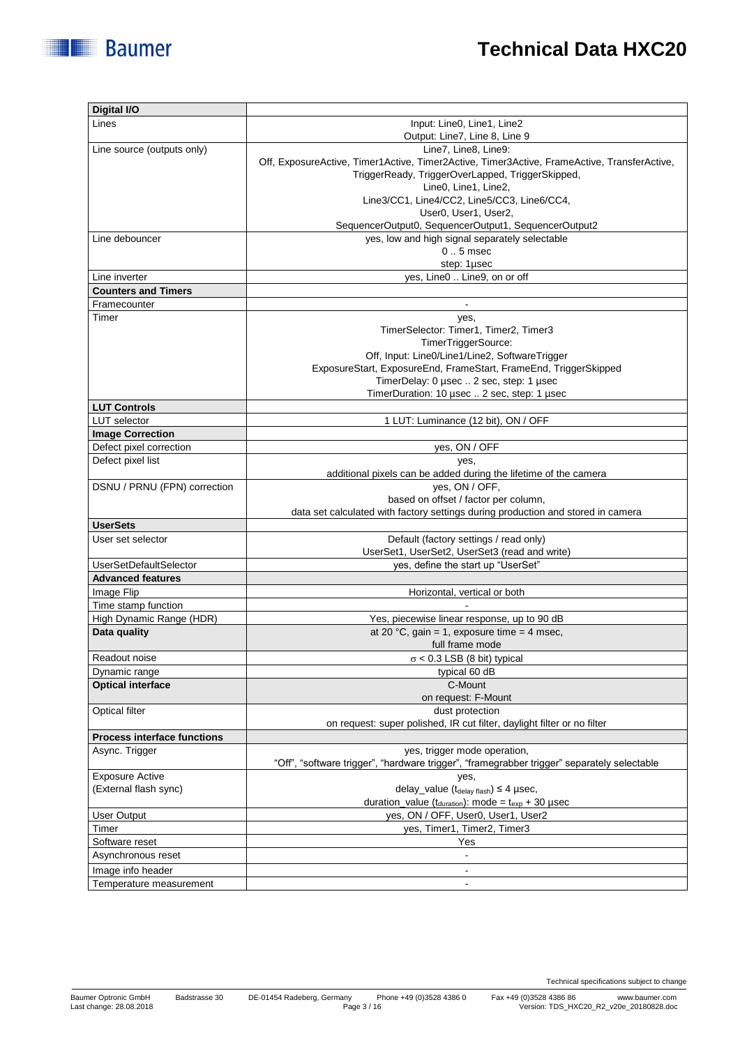| **Digital I/O** | |
|---|---|
| Lines | Input: Line0, Line1, Line2<br>Output: Line7, Line 8, Line 9 |
| Line source (outputs only) | Line7, Line8, Line9:<br>Off, ExposureActive, Timer1Active, Timer2Active, Timer3Active, FrameActive, TransferActive, TriggerReady, TriggerOverLapped, TriggerSkipped,<br>Line0, Line1, Line2,<br>Line3/CC1, Line4/CC2, Line5/CC3, Line6/CC4,<br>User0, User1, User2,<br>SequencerOutput0, SequencerOutput1, SequencerOutput2 |
| Line debouncer | yes, low and high signal separately selectable<br>0 .. 5 msec<br>step: 1µsec |
| Line inverter | yes, Line0 .. Line9, on or off |
| **Counters and Timers** | |
| Framecounter | - |
| Timer | yes,<br>TimerSelector: Timer1, Timer2, Timer3<br>TimerTriggerSource:<br>Off, Input: Line0/Line1/Line2, SoftwareTrigger<br>ExposureStart, ExposureEnd, FrameStart, FrameEnd, TriggerSkipped<br>TimerDelay: 0 µsec .. 2 sec, step: 1 µsec<br>TimerDuration: 10 µsec .. 2 sec, step: 1 µsec |
| **LUT Controls** | |
| LUT selector | 1 LUT: Luminance (12 bit), ON / OFF |
| **Image Correction** | |
| Defect pixel correction | yes, ON / OFF |
| Defect pixel list | yes,<br>additional pixels can be added during the lifetime of the camera |
| DSNU / PRNU (FPN) correction | yes, ON / OFF,<br>based on offset / factor per column,<br>data set calculated with factory settings during production and stored in camera |
| **UserSets** | |
| User set selector | Default (factory settings / read only)<br>UserSet1, UserSet2, UserSet3 (read and write) |
| UserSetDefaultSelector | yes, define the start up "UserSet" |
| **Advanced features** | |
| Image Flip | Horizontal, vertical or both |
| Time stamp function | - |
| High Dynamic Range (HDR) | Yes, piecewise linear response, up to 90 dB |
| **Data quality** | at 20 °C, gain = 1, exposure time = 4 msec,<br>full frame mode |
| Readout noise | $\sigma$ < 0.3 LSB (8 bit) typical |
| Dynamic range | typical 60 dB |
| **Optical interface** | C-Mount<br>on request: F-Mount |
| Optical filter | dust protection<br>on request: super polished, IR cut filter, daylight filter or no filter |
| **Process interface functions** | |
| Async. Trigger | yes, trigger mode operation,<br>"Off", "software trigger", "hardware trigger", "framegrabber trigger" separately selectable |
| Exposure Active<br>(External flash sync) | yes,<br>delay_value ($t_{delay\ flash}$) ≤ 4 µsec,<br>duration_value ($t_{duration}$): mode = $t_{exp}$ + 30 µsec |
| User Output | yes, ON / OFF, User0, User1, User2 |
| Timer | yes, Timer1, Timer2, Timer3 |
| Software reset | Yes |
| Asynchronous reset | - |
| Image info header | - |
| Temperature measurement | - |

Technical specifications subject to change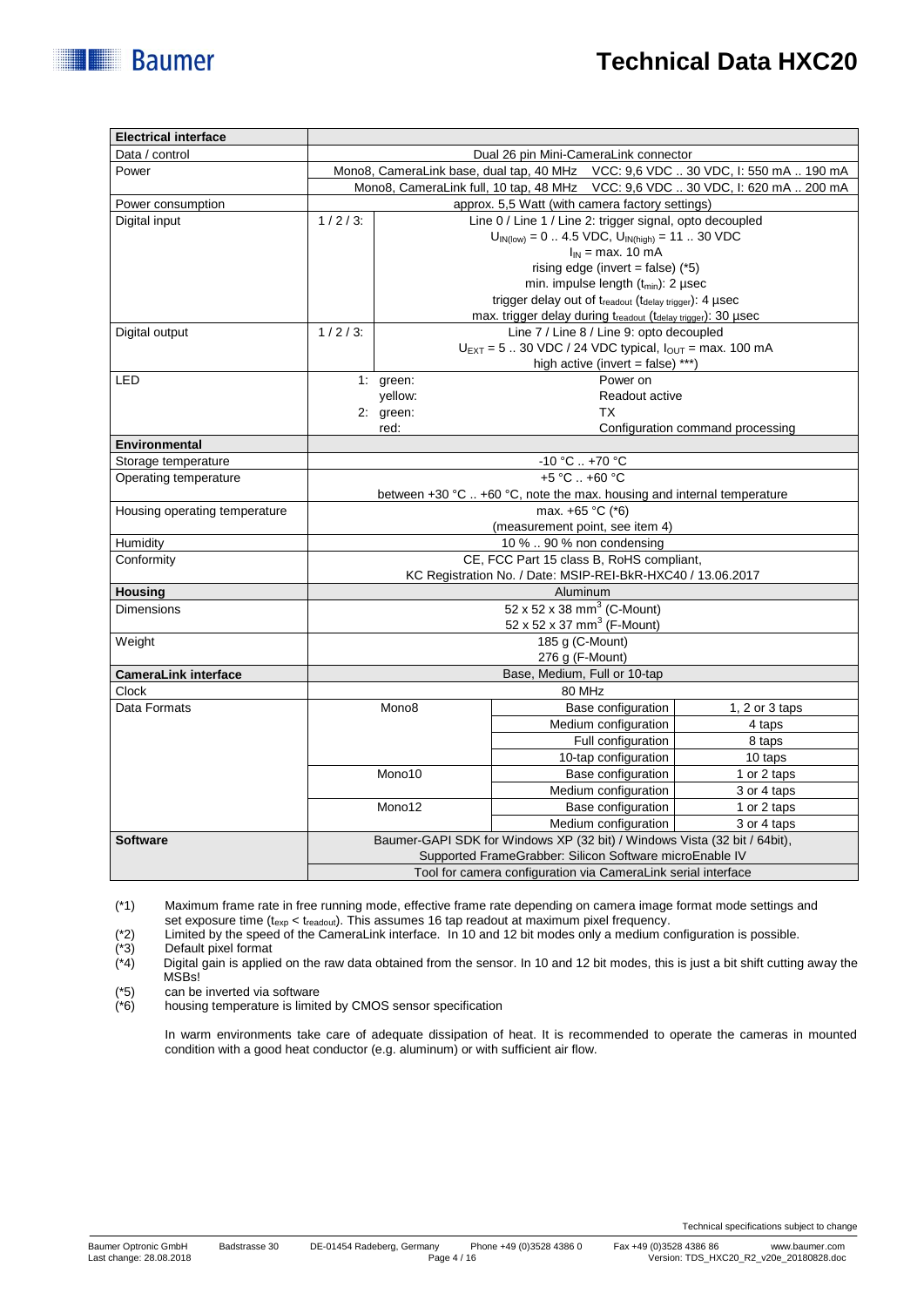| Electrical interface | | | |
|---|---|---|---|
| Data / control | Dual 26 pin Mini-CameraLink connector | | |
| Power | Mono8, CameraLink base, dual tap, 40 MHz VCC: 9,6 VDC .. 30 VDC, I: 550 mA .. 190 mA | | |
| | Mono8, CameraLink full, 10 tap, 48 MHz VCC: 9,6 VDC .. 30 VDC, I: 620 mA .. 200 mA | | |
| Power consumption | approx. 5,5 Watt (with camera factory settings) | | |
| Digital input | 1 / 2 / 3: | Line 0 / Line 1 / Line 2: trigger signal, opto decoupled<br>$U_{IN(low)}$ = 0 .. 4.5 VDC, $U_{IN(high)}$ = 11 .. 30 VDC<br>$I_{IN}$ = max. 10 mA<br>rising edge (invert = false) (*5)<br>min. impulse length ($t_{min}$): 2 µsec<br>trigger delay out of $t_{readout}$ ($t_{delay\ trigger}$): 4 µsec<br>max. trigger delay during $t_{readout}$ ($t_{delay\ trigger}$): 30 µsec | |
| Digital output | 1 / 2 / 3: | Line 7 / Line 8 / Line 9: opto decoupled<br>$U_{EXT}$ = 5 .. 30 VDC / 24 VDC typical, $I_{OUT}$ = max. 100 mA<br>high active (invert = false) ***) | |
| LED | 1: green: | Power on | |
| | yellow: | Readout active | |
| | 2: green: | TX | |
| | red: | Configuration command processing | |
| **Environmental** | | | |
| Storage temperature | -10 °C .. +70 °C | | |
| Operating temperature | +5 °C .. +60 °C<br>between +30 °C .. +60 °C, note the max. housing and internal temperature | | |
| Housing operating temperature | max. +65 °C (*6)<br>(measurement point, see item 4) | | |
| Humidity | 10 % .. 90 % non condensing | | |
| Conformity | CE, FCC Part 15 class B, RoHS compliant,<br>KC Registration No. / Date: MSIP-REI-BkR-HXC40 / 13.06.2017 | | |
| **Housing** | Aluminum | | |
| Dimensions | 52 x 52 x 38 mm$^3$ (C-Mount)<br>52 x 52 x 37 mm$^3$ (F-Mount) | | |
| Weight | 185 g (C-Mount)<br>276 g (F-Mount) | | |
| **CameraLink interface** | Base, Medium, Full or 10-tap | | |
| Clock | 80 MHz | | |
| Data Formats | Mono8 | Base configuration | 1, 2 or 3 taps |
| | | Medium configuration | 4 taps |
| | | Full configuration | 8 taps |
| | | 10-tap configuration | 10 taps |
| | Mono10 | Base configuration | 1 or 2 taps |
| | | Medium configuration | 3 or 4 taps |
| | Mono12 | Base configuration | 1 or 2 taps |
| | | Medium configuration | 3 or 4 taps |
| **Software** | Baumer-GAPI SDK for Windows XP (32 bit) / Windows Vista (32 bit / 64bit),<br>Supported FrameGrabber: Silicon Software microEnable IV | | |
| | Tool for camera configuration via CameraLink serial interface | | |

(*1) Maximum frame rate in free running mode, effective frame rate depending on camera image format mode settings and set exposure time ($t_{exp} < t_{readout}$). This assumes 16 tap readout at maximum pixel frequency.

(*2) Limited by the speed of the CameraLink interface. In 10 and 12 bit modes only a medium configuration is possible.

(*3) Default pixel format

(*4) Digital gain is applied on the raw data obtained from the sensor. In 10 and 12 bit modes, this is just a bit shift cutting away the MSBs!

(*5) can be inverted via software

(*6) housing temperature is limited by CMOS sensor specification

In warm environments take care of adequate dissipation of heat. It is recommended to operate the cameras in mounted condition with a good heat conductor (e.g. aluminum) or with sufficient air flow.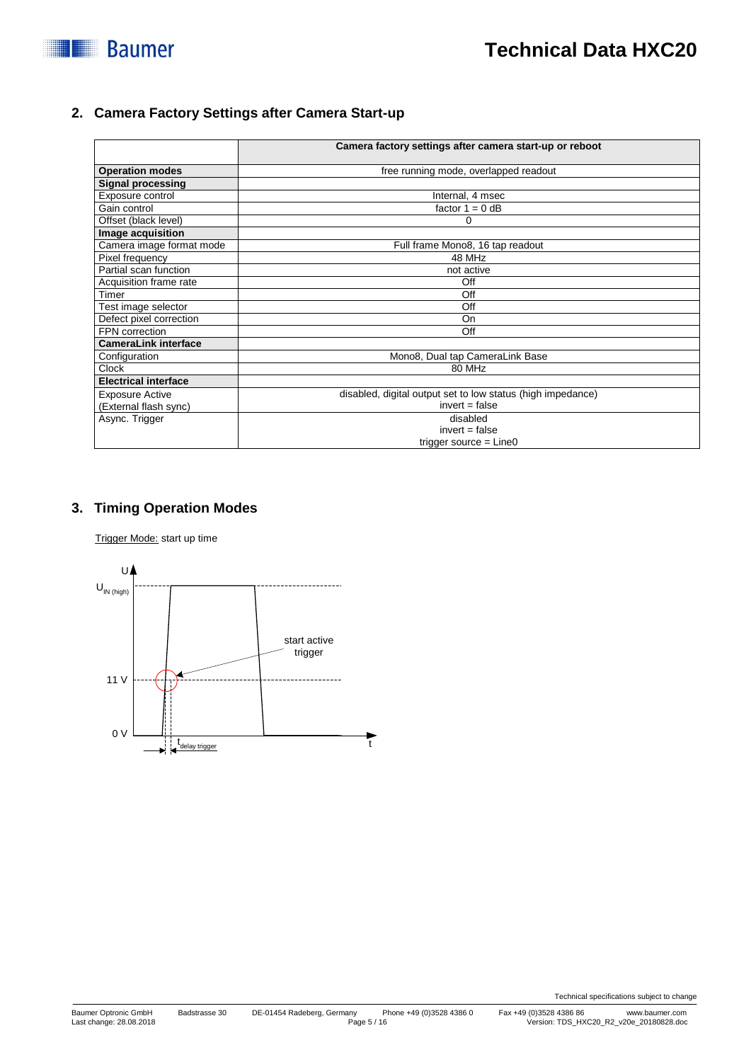## 2. Camera Factory Settings after Camera Start-up

| | Camera factory settings after camera start-up or reboot |
|---|---|
| **Operation modes** | free running mode, overlapped readout |
| **Signal processing** | |
| Exposure control | Internal, 4 msec |
| Gain control | factor 1 = 0 dB |
| Offset (black level) | 0 |
| **Image acquisition** | |
| Camera image format mode | Full frame Mono8, 16 tap readout |
| Pixel frequency | 48 MHz |
| Partial scan function | not active |
| Acquisition frame rate | Off |
| Timer | Off |
| Test image selector | Off |
| Defect pixel correction | On |
| FPN correction | Off |
| **CameraLink interface** | |
| Configuration | Mono8, Dual tap CameraLink Base |
| Clock | 80 MHz |
| **Electrical interface** | |
| Exposure Active (External flash sync) | disabled, digital output set to low status (high impedance) invert = false |
| Async. Trigger | disabled invert = false trigger source = Line0 |

## 3. Timing Operation Modes

Trigger Mode: start up time

U

$U_{IN\ (high)}$

start active trigger

11 V

0 V

$t_{delay\ trigger}$

t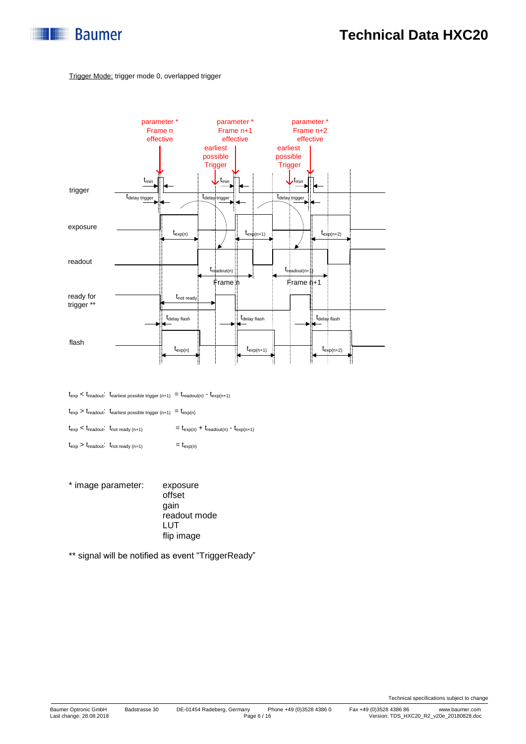Trigger Mode: trigger mode 0, overlapped trigger

$t_{exp} < t_{readout}$: $t_{earliest\ possible\ trigger\ (n+1)} = t_{readout(n)} - t_{exp(n+1)}$

$t_{exp} > t_{readout}$: $t_{earliest\ possible\ trigger\ (n+1)} = t_{exp(n)}$

$t_{exp} < t_{readout}$: $t_{not\ ready\ (n+1)} = t_{exp(n)} + t_{readout(n)} - t_{exp(n+1)}$

$t_{exp} > t_{readout}$: $t_{not\ ready\ (n+1)} = t_{exp(n)}$

\* image parameter:
- exposure
- offset
- gain
- readout mode
- LUT
- flip image

\*\* signal will be notified as event "TriggerReady"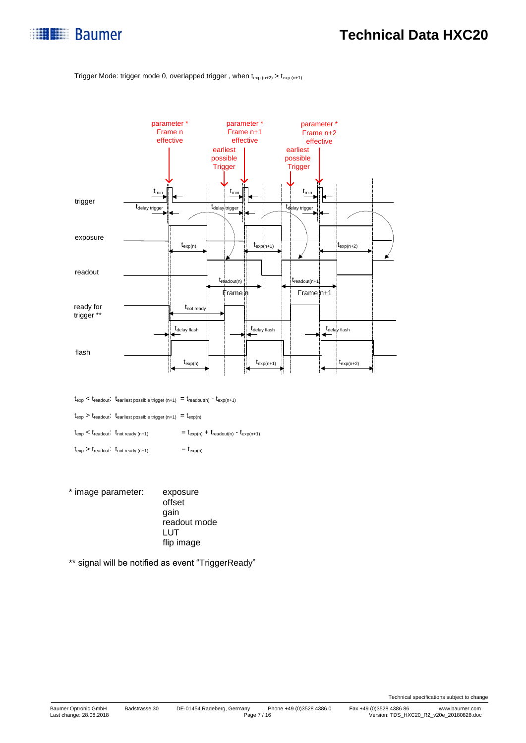Trigger Mode: trigger mode 0, overlapped trigger , when $t_{exp\,(n+2)} > t_{exp\,(n+1)}$

$t_{exp} < t_{readout}$: $t_{earliest\ possible\ trigger\ (n+1)} = t_{readout(n)} - t_{exp(n+1)}$

$t_{exp} > t_{readout}$: $t_{earliest\ possible\ trigger\ (n+1)} = t_{exp(n)}$

$t_{exp} < t_{readout}$: $t_{not\ ready\ (n+1)} = t_{exp(n)} + t_{readout(n)} - t_{exp(n+1)}$

$t_{exp} > t_{readout}$: $t_{not\ ready\ (n+1)} = t_{exp(n)}$

\* image parameter:
- exposure
- offset
- gain
- readout mode
- LUT
- flip image

\*\* signal will be notified as event "TriggerReady"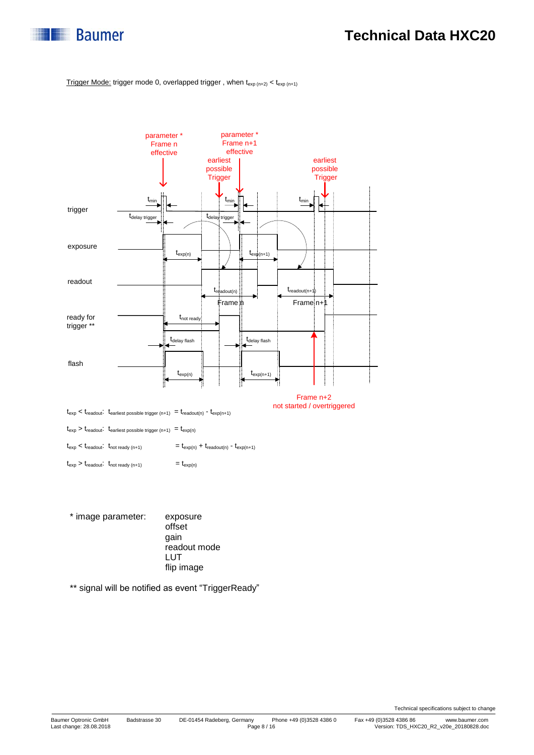Trigger Mode: trigger mode 0, overlapped trigger , when $t_{exp\,(n+2)} < t_{exp\,(n+1)}$

$t_{exp} < t_{readout}$: $t_{earliest\ possible\ trigger\ (n+1)} = t_{readout(n)} - t_{exp(n+1)}$

$t_{exp} > t_{readout}$: $t_{earliest\ possible\ trigger\ (n+1)} = t_{exp(n)}$

$t_{exp} < t_{readout}$: $t_{not\ ready\ (n+1)} = t_{exp(n)} + t_{readout(n)} - t_{exp(n+1)}$

$t_{exp} > t_{readout}$: $t_{not\ ready\ (n+1)} = t_{exp(n)}$

\* image parameter:
- exposure
- offset
- gain
- readout mode
- LUT
- flip image

** signal will be notified as event “TriggerReady”

Technical specifications subject to change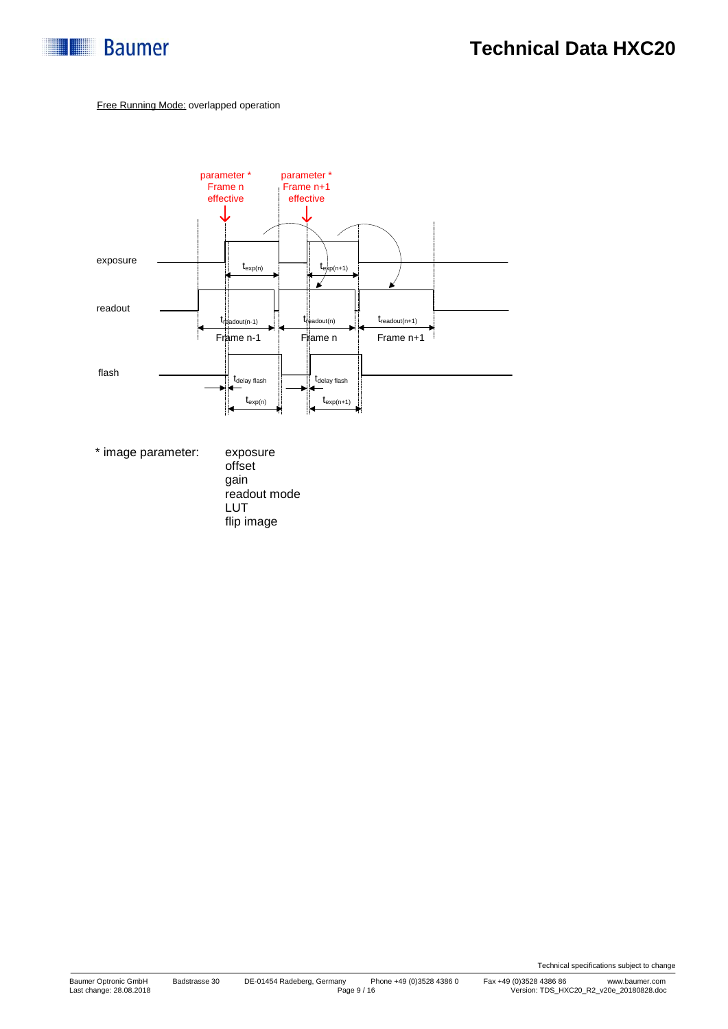Free Running Mode: overlapped operation

parameter * Frame n effective

parameter * Frame n+1 effective

exposure

$t_{exp(n)}$

$t_{exp(n+1)}$

readout

$t_{readout(n-1)}$

Frame n-1

$t_{readout(n)}$

Frame n

$t_{readout(n+1)}$

Frame n+1

flash

$t_{delay\ flash}$

$t_{exp(n)}$

$t_{delay\ flash}$

$t_{exp(n+1)}$

\* image parameter:

- exposure
- offset
- gain
- readout mode
- LUT
- flip image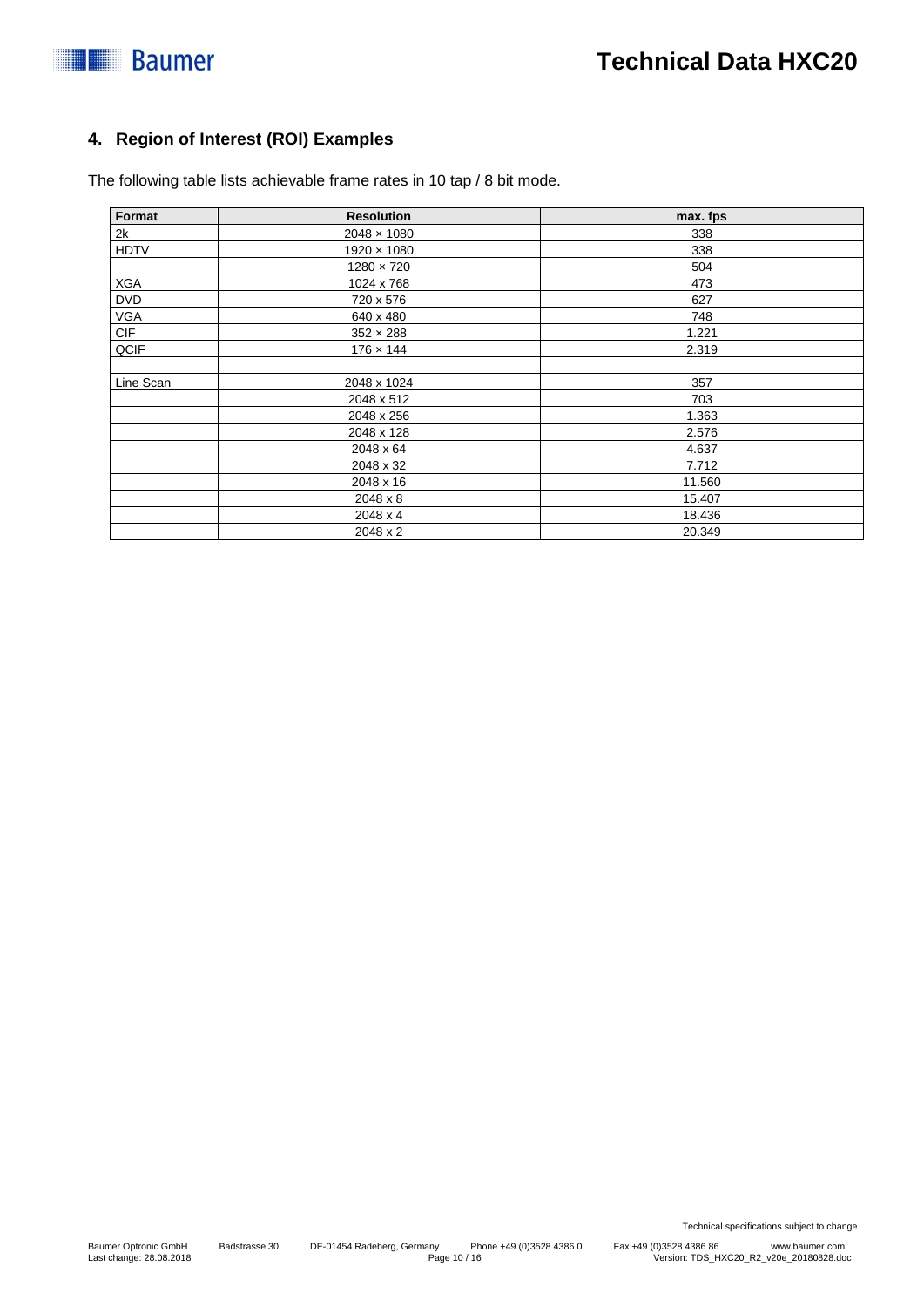## 4. Region of Interest (ROI) Examples

The following table lists achievable frame rates in 10 tap / 8 bit mode.

| Format | Resolution | max. fps |
|---|---|---|
| 2k | 2048 × 1080 | 338 |
| HDTV | 1920 × 1080 | 338 |
| | 1280 × 720 | 504 |
| XGA | 1024 x 768 | 473 |
| DVD | 720 x 576 | 627 |
| VGA | 640 x 480 | 748 |
| CIF | 352 × 288 | 1.221 |
| QCIF | 176 × 144 | 2.319 |
| | | |
| Line Scan | 2048 x 1024 | 357 |
| | 2048 x 512 | 703 |
| | 2048 x 256 | 1.363 |
| | 2048 x 128 | 2.576 |
| | 2048 x 64 | 4.637 |
| | 2048 x 32 | 7.712 |
| | 2048 x 16 | 11.560 |
| | 2048 x 8 | 15.407 |
| | 2048 x 4 | 18.436 |
| | 2048 x 2 | 20.349 |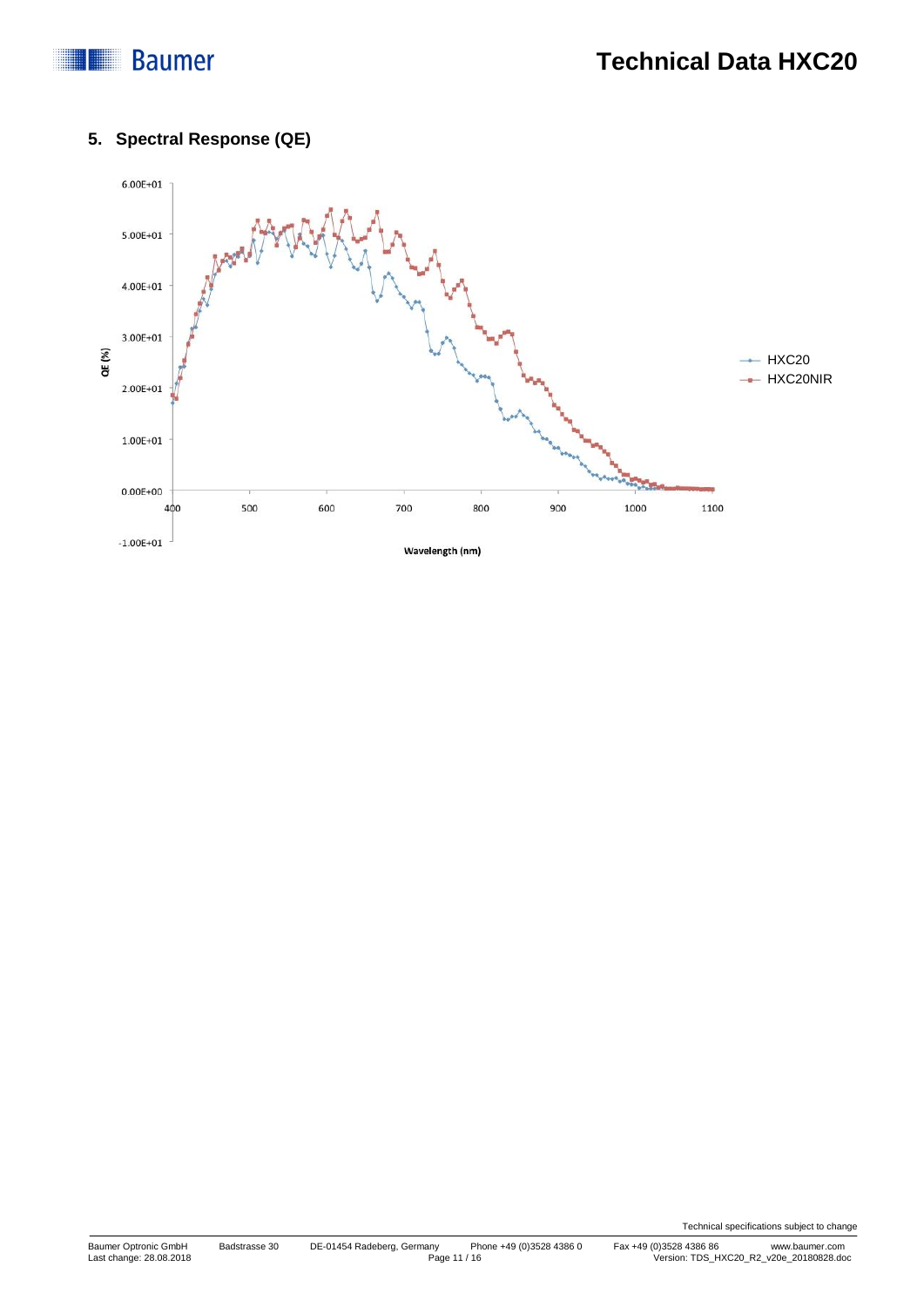## 5. Spectral Response (QE)

6.00E+01

5.00E+01

4.00E+01

3.00E+01

2.00E+01

1.00E+01

0.00E+00

-1.00E+01

QE (%)

400 500 600 700 800 900 1000 1100

Wavelength (nm)

HXC20

HXC20NIR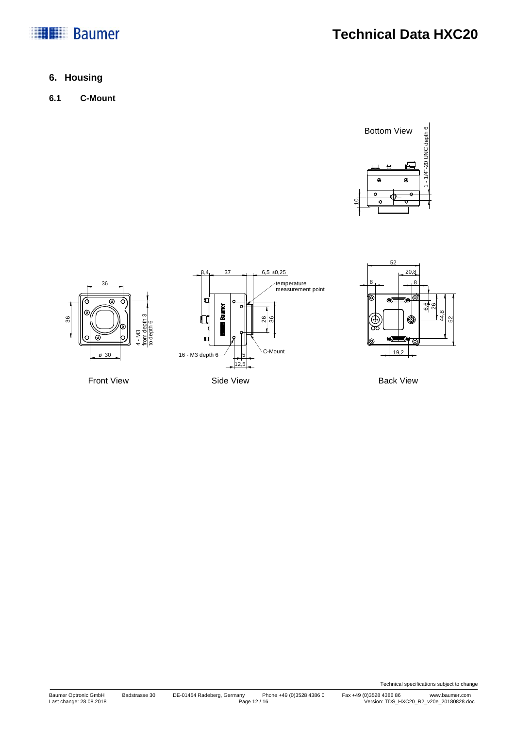## 6. Housing

### 6.1 C-Mount

Bottom View

Front View

Side View

Back View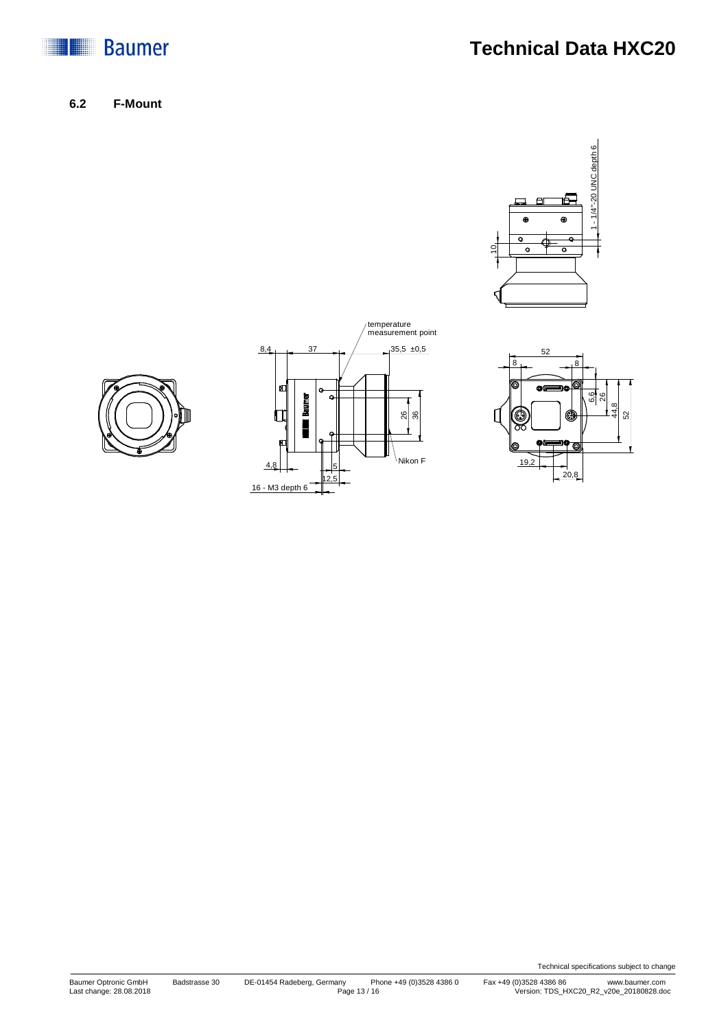## 6.2 F-Mount

1 - 1/4"-20 UNC depth 6

10

temperature measurement point

8,4 37 35,5 ±0,5

26 36

Nikon F

4,8 5 12,5

16 - M3 depth 6

52

8 8

6,6 26 44,8 52

19,2 20,8

Technical specifications subject to change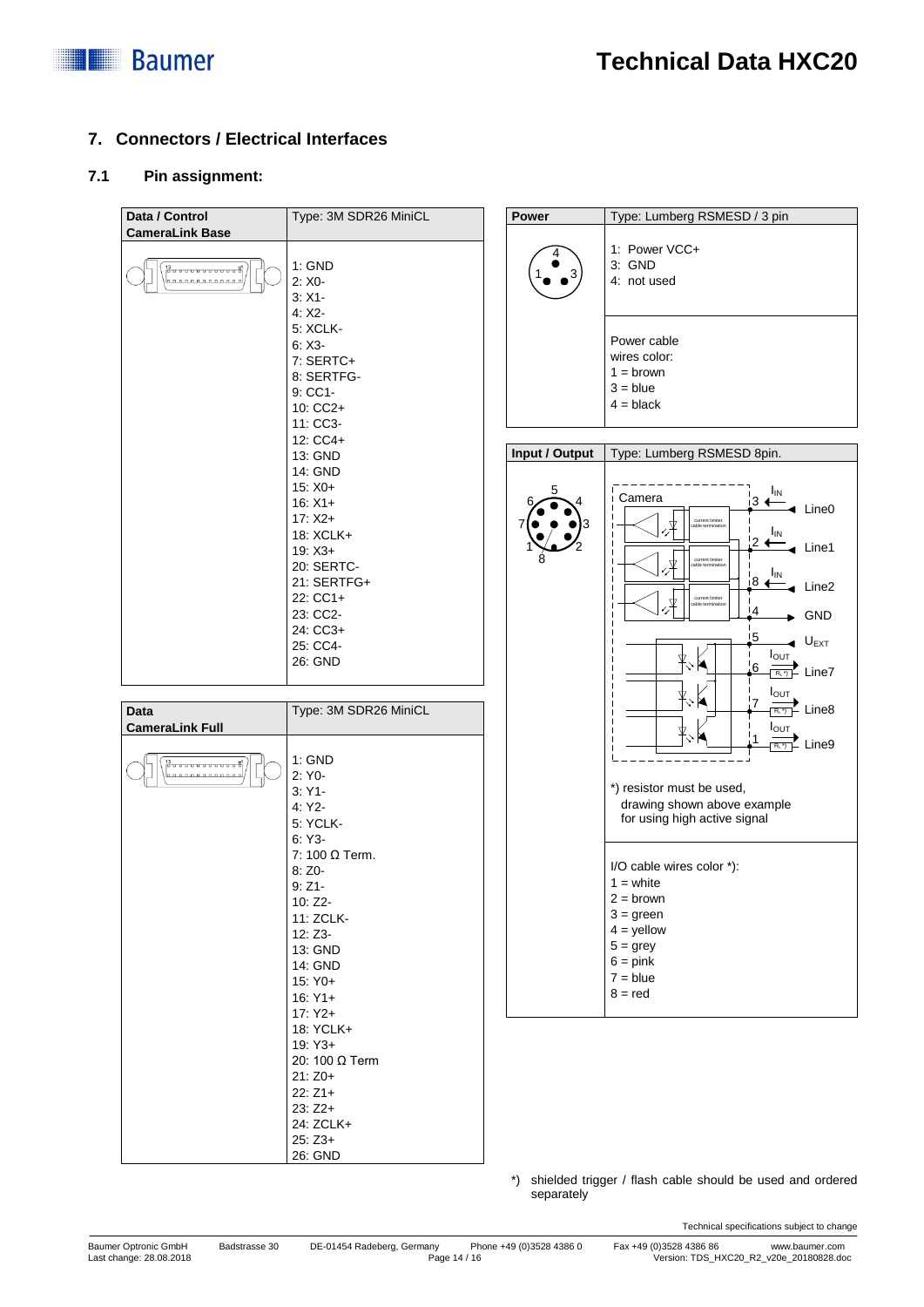## 7. Connectors / Electrical Interfaces

### 7.1 Pin assignment:

| Data / Control CameraLink Base | Type: 3M SDR26 MiniCL |
|---|---|
| | 1: GND<br>2: X0-<br>3: X1-<br>4: X2-<br>5: XCLK-<br>6: X3-<br>7: SERTC+<br>8: SERTFG-<br>9: CC1-<br>10: CC2+<br>11: CC3-<br>12: CC4+<br>13: GND<br>14: GND<br>15: X0+<br>16: X1+<br>17: X2+<br>18: XCLK+<br>19: X3+<br>20: SERTC-<br>21: SERTFG+<br>22: CC1+<br>23: CC2-<br>24: CC3+<br>25: CC4-<br>26: GND |

| Data CameraLink Full | Type: 3M SDR26 MiniCL |
|---|---|
| | 1: GND<br>2: Y0-<br>3: Y1-<br>4: Y2-<br>5: YCLK-<br>6: Y3-<br>7: 100 Ω Term.<br>8: Z0-<br>9: Z1-<br>10: Z2-<br>11: ZCLK-<br>12: Z3-<br>13: GND<br>14: GND<br>15: Y0+<br>16: Y1+<br>17: Y2+<br>18: YCLK+<br>19: Y3+<br>20: 100 Ω Term<br>21: Z0+<br>22: Z1+<br>23: Z2+<br>24: ZCLK+<br>25: Z3+<br>26: GND |

| Power | Type: Lumberg RSMESD / 3 pin |
|---|---|
| | 1: Power VCC+<br>3: GND<br>4: not used |
| | Power cable wires color:<br>1 = brown<br>3 = blue<br>4 = black |

| Input / Output | Type: Lumberg RSMESD 8pin. |
|---|---|
| | Camera<br>3: Line0 ($I_{IN}$)<br>2: Line1 ($I_{IN}$)<br>8: Line2 ($I_{IN}$)<br>4: GND<br>5: $U_{EXT}$<br>6: Line7 ($I_{OUT}$, $R_L$ *)<br>7: Line8 ($I_{OUT}$, $R_L$ *)<br>1: Line9 ($I_{OUT}$, $R_L$ *)<br><br>*) resistor must be used, drawing shown above example for using high active signal |
| | I/O cable wires color *):<br>1 = white<br>2 = brown<br>3 = green<br>4 = yellow<br>5 = grey<br>6 = pink<br>7 = blue<br>8 = red |

*) shielded trigger / flash cable should be used and ordered separately

Technical specifications subject to change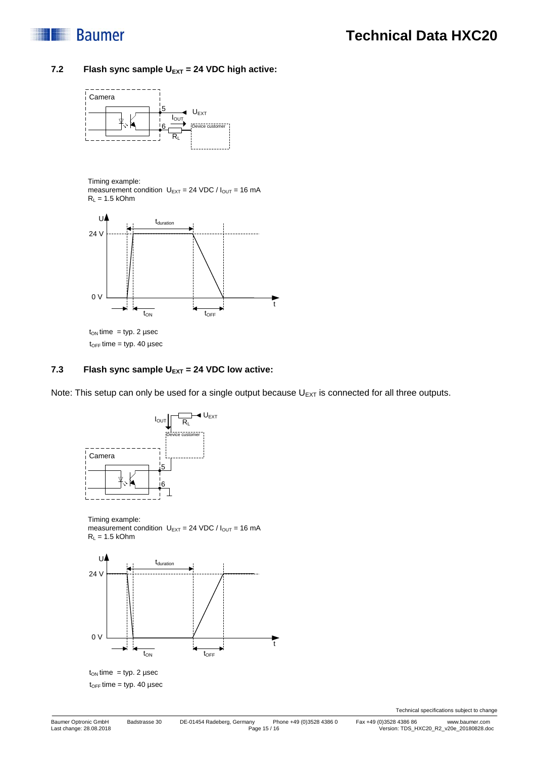### 7.2 Flash sync sample $U_{EXT}$ = 24 VDC high active:

Timing example:
measurement condition $U_{EXT}$ = 24 VDC / $I_{OUT}$ = 16 mA
$R_L$ = 1.5 kOhm

$t_{ON}$ time = typ. 2 µsec
$t_{OFF}$ time = typ. 40 µsec

### 7.3 Flash sync sample $U_{EXT}$ = 24 VDC low active:

Note: This setup can only be used for a single output because $U_{EXT}$ is connected for all three outputs.

Timing example:
measurement condition $U_{EXT}$ = 24 VDC / $I_{OUT}$ = 16 mA
$R_L$ = 1.5 kOhm

$t_{ON}$ time = typ. 2 µsec
$t_{OFF}$ time = typ. 40 µsec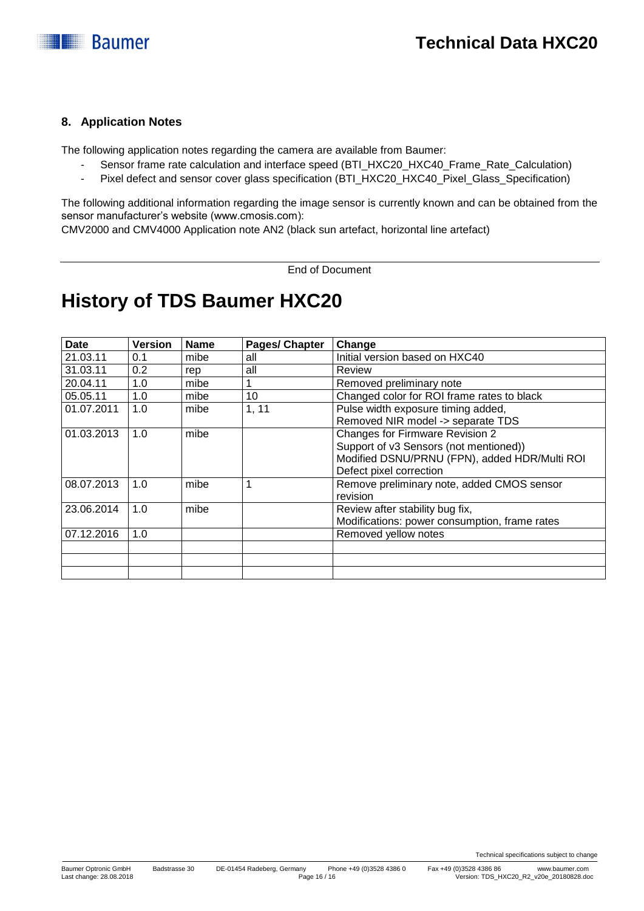## 8. Application Notes

The following application notes regarding the camera are available from Baumer:

- Sensor frame rate calculation and interface speed (BTI_HXC20_HXC40_Frame_Rate_Calculation)
- Pixel defect and sensor cover glass specification (BTI_HXC20_HXC40_Pixel_Glass_Specification)

The following additional information regarding the image sensor is currently known and can be obtained from the sensor manufacturer's website (www.cmosis.com):
CMV2000 and CMV4000 Application note AN2 (black sun artefact, horizontal line artefact)

End of Document

# History of TDS Baumer HXC20

| Date | Version | Name | Pages/ Chapter | Change |
|---|---|---|---|---|
| 21.03.11 | 0.1 | mibe | all | Initial version based on HXC40 |
| 31.03.11 | 0.2 | rep | all | Review |
| 20.04.11 | 1.0 | mibe | 1 | Removed preliminary note |
| 05.05.11 | 1.0 | mibe | 10 | Changed color for ROI frame rates to black |
| 01.07.2011 | 1.0 | mibe | 1, 11 | Pulse width exposure timing added,<br>Removed NIR model -> separate TDS |
| 01.03.2013 | 1.0 | mibe | | Changes for Firmware Revision 2<br>Support of v3 Sensors (not mentioned))<br>Modified DSNU/PRNU (FPN), added HDR/Multi ROI<br>Defect pixel correction |
| 08.07.2013 | 1.0 | mibe | 1 | Remove preliminary note, added CMOS sensor revision |
| 23.06.2014 | 1.0 | mibe | | Review after stability bug fix,<br>Modifications: power consumption, frame rates |
| 07.12.2016 | 1.0 | | | Removed yellow notes |
| | | | | |
| | | | | |
| | | | | |